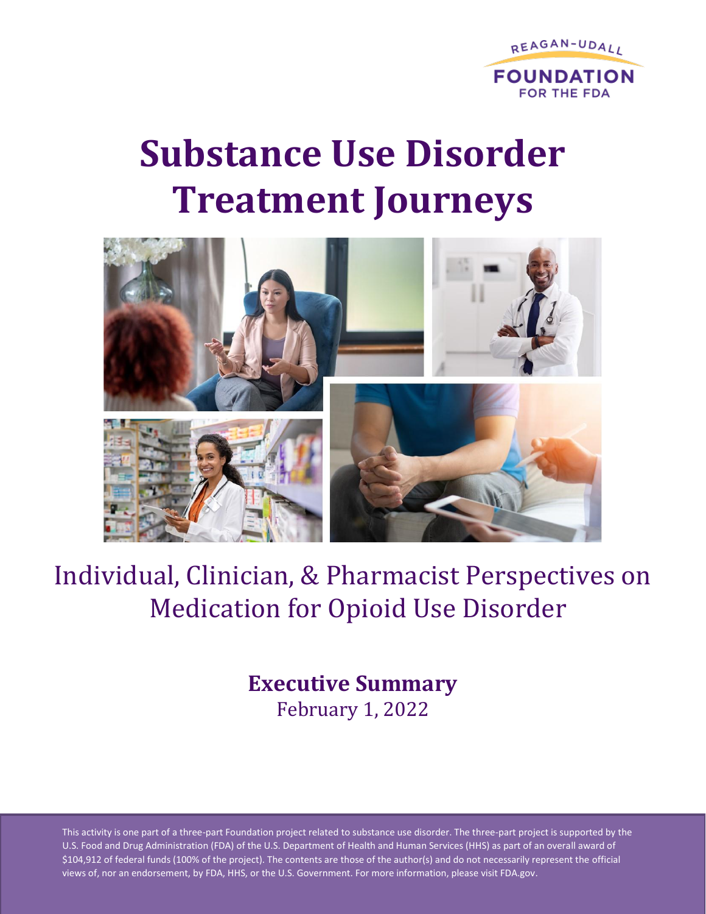REAGAN-UDALL FOUNDATION FOR THE FDA

# Substance Use Disorder Treatment Journeys

## Individual, Clinician, & Pharmacist Perspectives on Medication for Opioid Use Disorder

**Executive Summary**

February 1, 2022

This activity is one part of a three-part Foundation project related to substance use disorder. The three-part project is supported by the U.S. Food and Drug Administration (FDA) of the U.S. Department of Health and Human Services (HHS) as part of an overall award of $104,912 of federal funds (100% of the project). The contents are those of the author(s) and do not necessarily represent the official views of, nor an endorsement, by FDA, HHS, or the U.S. Government. For more information, please visit FDA.gov.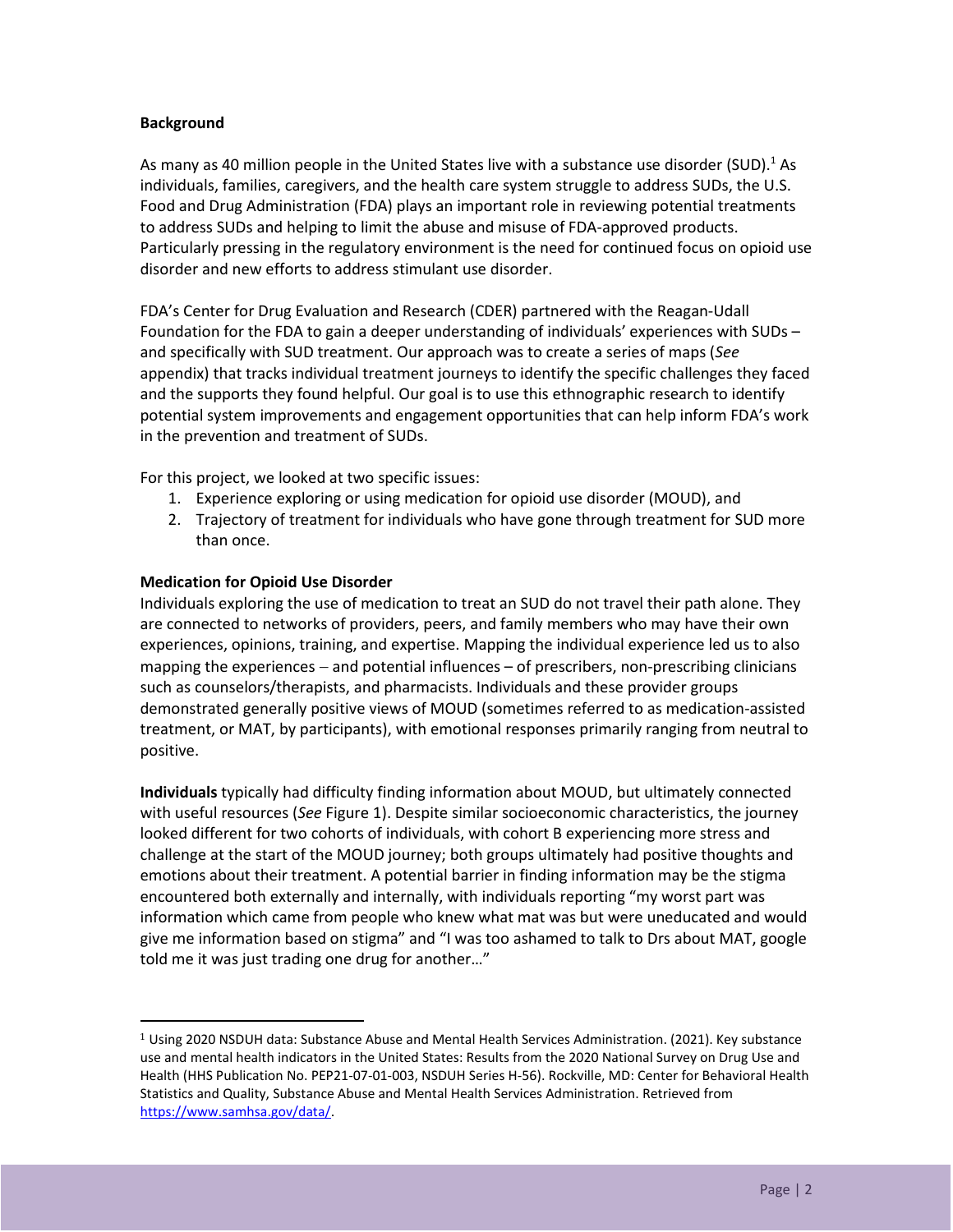## Background

As many as 40 million people in the United States live with a substance use disorder (SUD).[1] As individuals, families, caregivers, and the health care system struggle to address SUDs, the U.S. Food and Drug Administration (FDA) plays an important role in reviewing potential treatments to address SUDs and helping to limit the abuse and misuse of FDA-approved products. Particularly pressing in the regulatory environment is the need for continued focus on opioid use disorder and new efforts to address stimulant use disorder.

FDA's Center for Drug Evaluation and Research (CDER) partnered with the Reagan-Udall Foundation for the FDA to gain a deeper understanding of individuals' experiences with SUDs – and specifically with SUD treatment. Our approach was to create a series of maps (*See* appendix) that tracks individual treatment journeys to identify the specific challenges they faced and the supports they found helpful. Our goal is to use this ethnographic research to identify potential system improvements and engagement opportunities that can help inform FDA's work in the prevention and treatment of SUDs.

For this project, we looked at two specific issues:

1. Experience exploring or using medication for opioid use disorder (MOUD), and
2. Trajectory of treatment for individuals who have gone through treatment for SUD more than once.

### Medication for Opioid Use Disorder

Individuals exploring the use of medication to treat an SUD do not travel their path alone. They are connected to networks of providers, peers, and family members who may have their own experiences, opinions, training, and expertise. Mapping the individual experience led us to also mapping the experiences – and potential influences – of prescribers, non-prescribing clinicians such as counselors/therapists, and pharmacists. Individuals and these provider groups demonstrated generally positive views of MOUD (sometimes referred to as medication-assisted treatment, or MAT, by participants), with emotional responses primarily ranging from neutral to positive.

**Individuals** typically had difficulty finding information about MOUD, but ultimately connected with useful resources (*See* Figure 1). Despite similar socioeconomic characteristics, the journey looked different for two cohorts of individuals, with cohort B experiencing more stress and challenge at the start of the MOUD journey; both groups ultimately had positive thoughts and emotions about their treatment. A potential barrier in finding information may be the stigma encountered both externally and internally, with individuals reporting "my worst part was information which came from people who knew what mat was but were uneducated and would give me information based on stigma" and "I was too ashamed to talk to Drs about MAT, google told me it was just trading one drug for another…"

---

[1] Using 2020 NSDUH data: Substance Abuse and Mental Health Services Administration. (2021). Key substance use and mental health indicators in the United States: Results from the 2020 National Survey on Drug Use and Health (HHS Publication No. PEP21-07-01-003, NSDUH Series H-56). Rockville, MD: Center for Behavioral Health Statistics and Quality, Substance Abuse and Mental Health Services Administration. Retrieved from https://www.samhsa.gov/data/.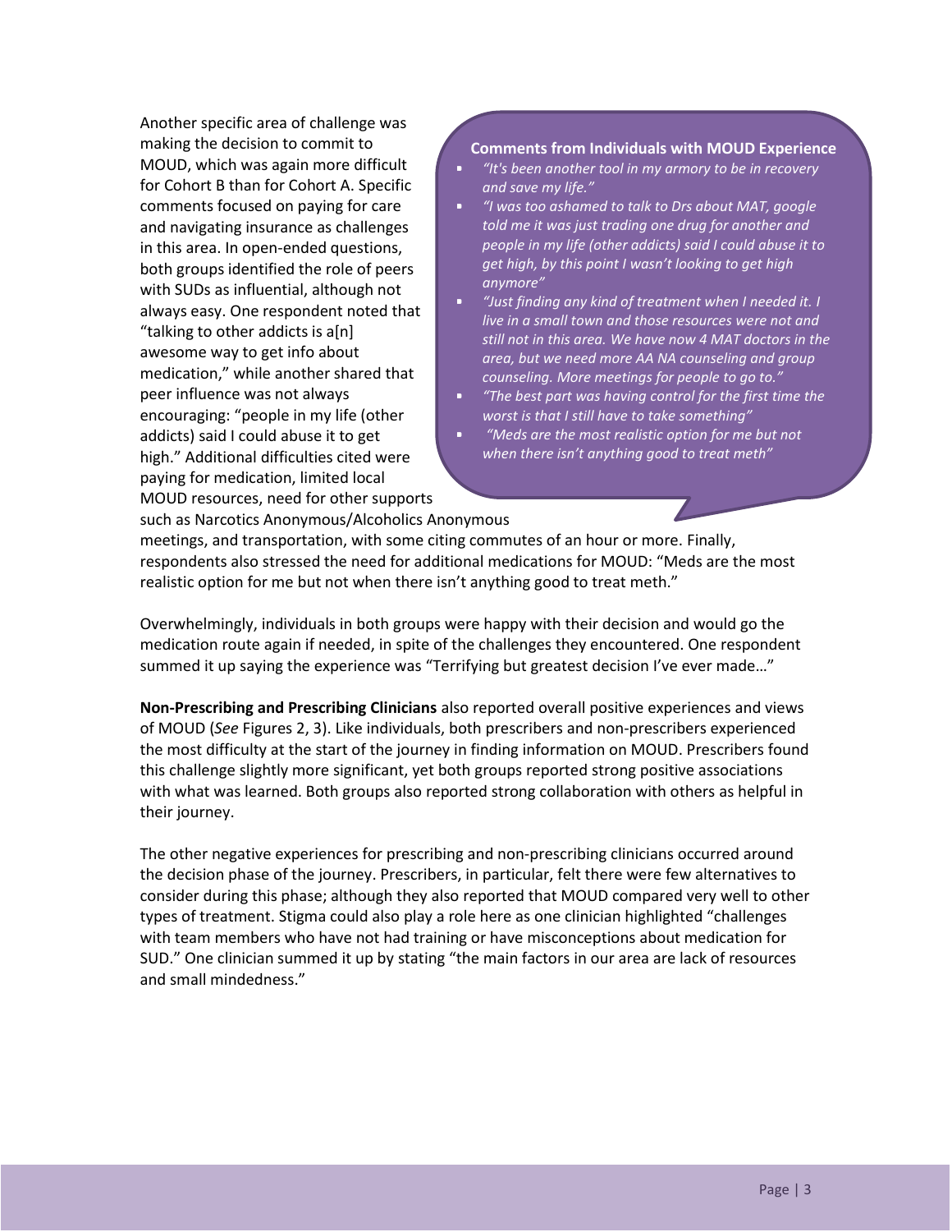Another specific area of challenge was making the decision to commit to MOUD, which was again more difficult for Cohort B than for Cohort A. Specific comments focused on paying for care and navigating insurance as challenges in this area. In open-ended questions, both groups identified the role of peers with SUDs as influential, although not always easy. One respondent noted that "talking to other addicts is a[n] awesome way to get info about medication," while another shared that peer influence was not always encouraging: "people in my life (other addicts) said I could abuse it to get high." Additional difficulties cited were paying for medication, limited local MOUD resources, need for other supports such as Narcotics Anonymous/Alcoholics Anonymous meetings, and transportation, with some citing commutes of an hour or more. Finally, respondents also stressed the need for additional medications for MOUD: "Meds are the most realistic option for me but not when there isn't anything good to treat meth."

> **Comments from Individuals with MOUD Experience**
>
> - *"It's been another tool in my armory to be in recovery and save my life."*
> - *"I was too ashamed to talk to Drs about MAT, google told me it was just trading one drug for another and people in my life (other addicts) said I could abuse it to get high, by this point I wasn't looking to get high anymore"*
> - *"Just finding any kind of treatment when I needed it. I live in a small town and those resources were not and still not in this area. We have now 4 MAT doctors in the area, but we need more AA NA counseling and group counseling. More meetings for people to go to."*
> - *"The best part was having control for the first time the worst is that I still have to take something"*
> - *"Meds are the most realistic option for me but not when there isn't anything good to treat meth"*

Overwhelmingly, individuals in both groups were happy with their decision and would go the medication route again if needed, in spite of the challenges they encountered. One respondent summed it up saying the experience was "Terrifying but greatest decision I've ever made…"

**Non-Prescribing and Prescribing Clinicians** also reported overall positive experiences and views of MOUD (*See* Figures 2, 3). Like individuals, both prescribers and non-prescribers experienced the most difficulty at the start of the journey in finding information on MOUD. Prescribers found this challenge slightly more significant, yet both groups reported strong positive associations with what was learned. Both groups also reported strong collaboration with others as helpful in their journey.

The other negative experiences for prescribing and non-prescribing clinicians occurred around the decision phase of the journey. Prescribers, in particular, felt there were few alternatives to consider during this phase; although they also reported that MOUD compared very well to other types of treatment. Stigma could also play a role here as one clinician highlighted "challenges with team members who have not had training or have misconceptions about medication for SUD." One clinician summed it up by stating "the main factors in our area are lack of resources and small mindedness."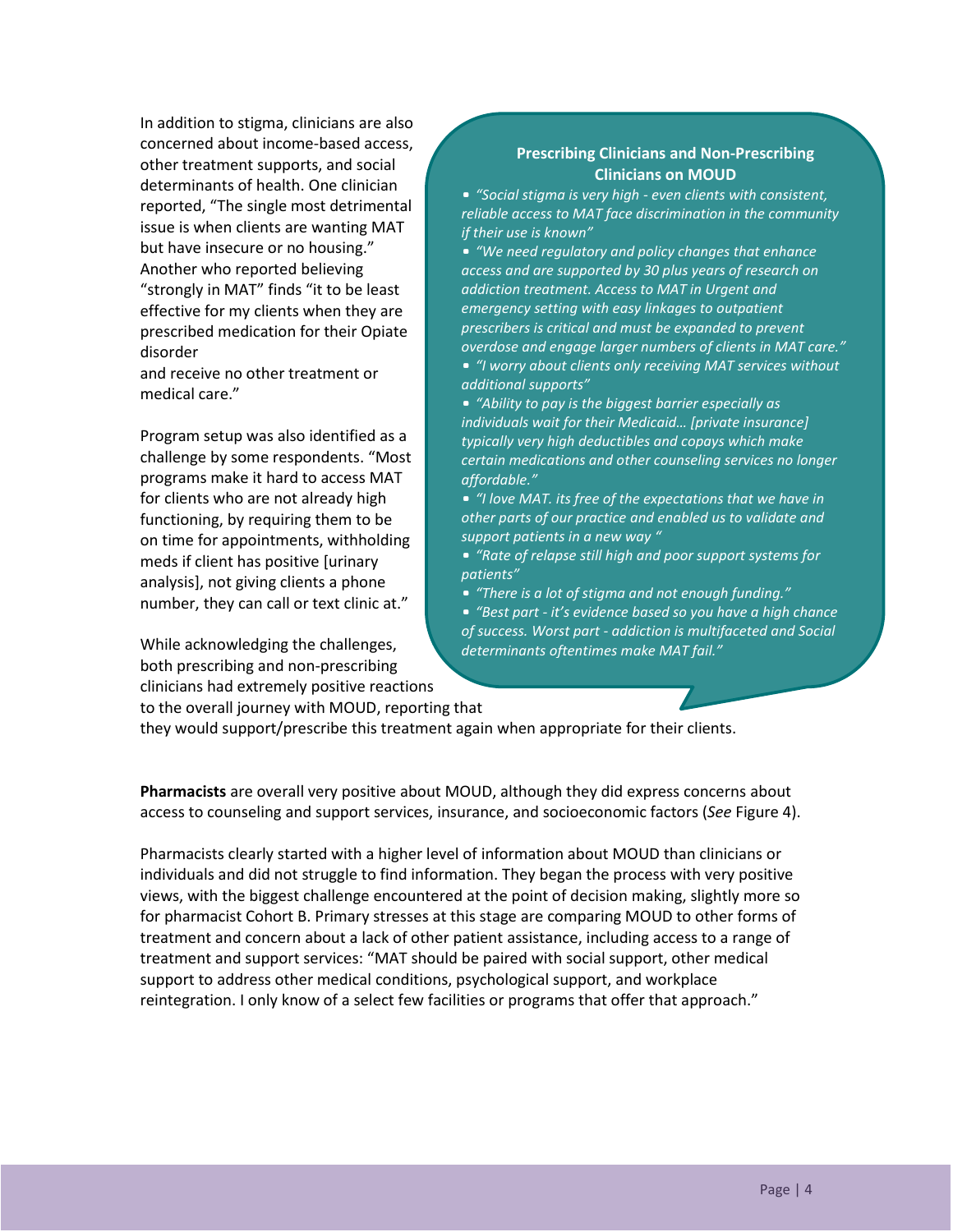In addition to stigma, clinicians are also concerned about income-based access, other treatment supports, and social determinants of health. One clinician reported, "The single most detrimental issue is when clients are wanting MAT but have insecure or no housing." Another who reported believing "strongly in MAT" finds "it to be least effective for my clients when they are prescribed medication for their Opiate disorder and receive no other treatment or medical care."

Program setup was also identified as a challenge by some respondents. "Most programs make it hard to access MAT for clients who are not already high functioning, by requiring them to be on time for appointments, withholding meds if client has positive [urinary analysis], not giving clients a phone number, they can call or text clinic at."

While acknowledging the challenges, both prescribing and non-prescribing clinicians had extremely positive reactions to the overall journey with MOUD, reporting that they would support/prescribe this treatment again when appropriate for their clients.

**Prescribing Clinicians and Non-Prescribing Clinicians on MOUD**

- *"Social stigma is very high - even clients with consistent, reliable access to MAT face discrimination in the community if their use is known"*
- *"We need regulatory and policy changes that enhance access and are supported by 30 plus years of research on addiction treatment. Access to MAT in Urgent and emergency setting with easy linkages to outpatient prescribers is critical and must be expanded to prevent overdose and engage larger numbers of clients in MAT care."*
- *"I worry about clients only receiving MAT services without additional supports"*
- *"Ability to pay is the biggest barrier especially as individuals wait for their Medicaid… [private insurance] typically very high deductibles and copays which make certain medications and other counseling services no longer affordable."*
- *"I love MAT. its free of the expectations that we have in other parts of our practice and enabled us to validate and support patients in a new way "*
- *"Rate of relapse still high and poor support systems for patients"*
- *"There is a lot of stigma and not enough funding."*
- *"Best part - it's evidence based so you have a high chance of success. Worst part - addiction is multifaceted and Social determinants oftentimes make MAT fail."*

**Pharmacists** are overall very positive about MOUD, although they did express concerns about access to counseling and support services, insurance, and socioeconomic factors (*See* Figure 4).

Pharmacists clearly started with a higher level of information about MOUD than clinicians or individuals and did not struggle to find information. They began the process with very positive views, with the biggest challenge encountered at the point of decision making, slightly more so for pharmacist Cohort B. Primary stresses at this stage are comparing MOUD to other forms of treatment and concern about a lack of other patient assistance, including access to a range of treatment and support services: "MAT should be paired with social support, other medical support to address other medical conditions, psychological support, and workplace reintegration. I only know of a select few facilities or programs that offer that approach."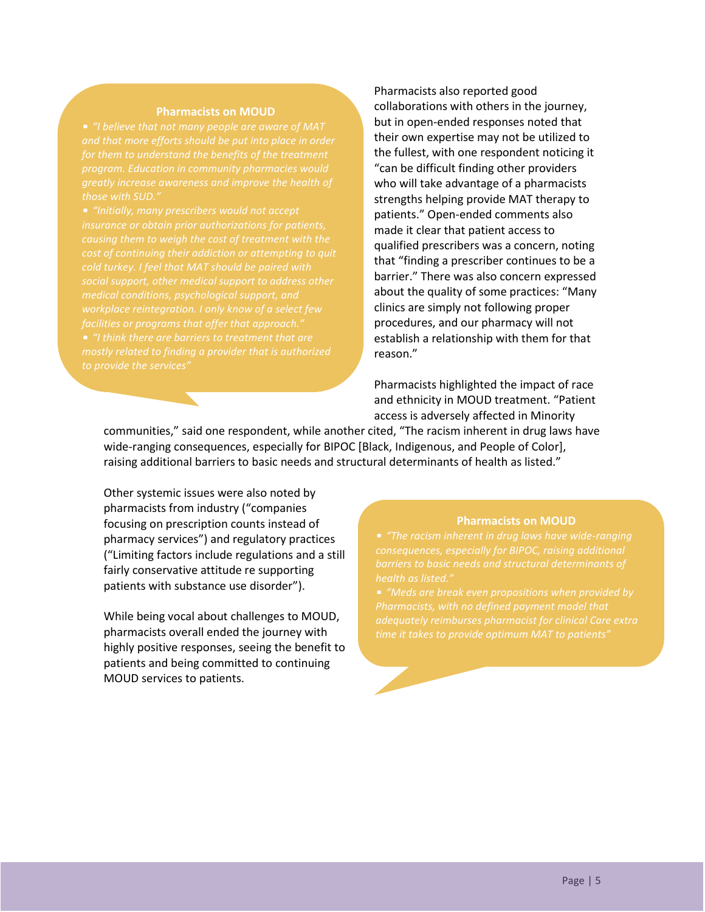> **Pharmacists on MOUD**
>
> - *"I believe that not many people are aware of MAT and that more efforts should be put into place in order for them to understand the benefits of the treatment program. Education in community pharmacies would greatly increase awareness and improve the health of those with SUD."*
> - *"Initially, many prescribers would not accept insurance or obtain prior authorizations for patients, causing them to weigh the cost of treatment with the cost of continuing their addiction or attempting to quit cold turkey. I feel that MAT should be paired with social support, other medical support to address other medical conditions, psychological support, and workplace reintegration. I only know of a select few facilities or programs that offer that approach."*
> - *"I think there are barriers to treatment that are mostly related to finding a provider that is authorized to provide the services"*

Pharmacists also reported good collaborations with others in the journey, but in open-ended responses noted that their own expertise may not be utilized to the fullest, with one respondent noticing it "can be difficult finding other providers who will take advantage of a pharmacists strengths helping provide MAT therapy to patients." Open-ended comments also made it clear that patient access to qualified prescribers was a concern, noting that "finding a prescriber continues to be a barrier." There was also concern expressed about the quality of some practices: "Many clinics are simply not following proper procedures, and our pharmacy will not establish a relationship with them for that reason."

Pharmacists highlighted the impact of race and ethnicity in MOUD treatment. "Patient access is adversely affected in Minority communities," said one respondent, while another cited, "The racism inherent in drug laws have wide-ranging consequences, especially for BIPOC [Black, Indigenous, and People of Color], raising additional barriers to basic needs and structural determinants of health as listed."

Other systemic issues were also noted by pharmacists from industry ("companies focusing on prescription counts instead of pharmacy services") and regulatory practices ("Limiting factors include regulations and a still fairly conservative attitude re supporting patients with substance use disorder").

While being vocal about challenges to MOUD, pharmacists overall ended the journey with highly positive responses, seeing the benefit to patients and being committed to continuing MOUD services to patients.

> **Pharmacists on MOUD**
>
> - *"The racism inherent in drug laws have wide-ranging consequences, especially for BIPOC, raising additional barriers to basic needs and structural determinants of health as listed."*
> - *"Meds are break even propositions when provided by Pharmacists, with no defined payment model that adequately reimburses pharmacist for clinical Care extra time it takes to provide optimum MAT to patients"*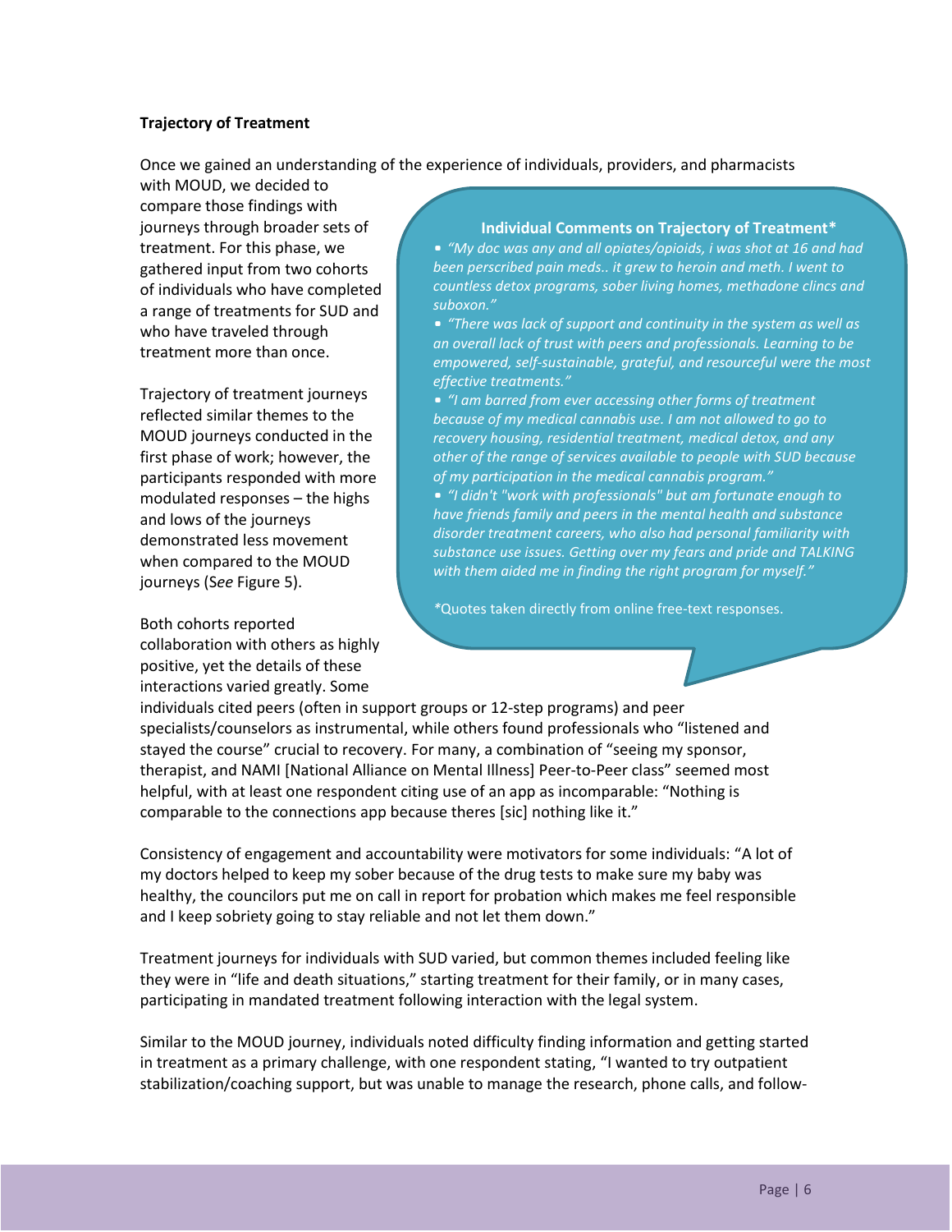**Trajectory of Treatment**

Once we gained an understanding of the experience of individuals, providers, and pharmacists with MOUD, we decided to compare those findings with journeys through broader sets of treatment. For this phase, we gathered input from two cohorts of individuals who have completed a range of treatments for SUD and who have traveled through treatment more than once.

Trajectory of treatment journeys reflected similar themes to the MOUD journeys conducted in the first phase of work; however, the participants responded with more modulated responses – the highs and lows of the journeys demonstrated less movement when compared to the MOUD journeys (*See* Figure 5).

> **Individual Comments on Trajectory of Treatment***
>
> - *"My doc was any and all opiates/opioids, i was shot at 16 and had been perscribed pain meds.. it grew to heroin and meth. I went to countless detox programs, sober living homes, methadone clincs and suboxon."*
> - *"There was lack of support and continuity in the system as well as an overall lack of trust with peers and professionals. Learning to be empowered, self-sustainable, grateful, and resourceful were the most effective treatments."*
> - *"I am barred from ever accessing other forms of treatment because of my medical cannabis use. I am not allowed to go to recovery housing, residential treatment, medical detox, and any other of the range of services available to people with SUD because of my participation in the medical cannabis program."*
> - *"I didn't "work with professionals" but am fortunate enough to have friends family and peers in the mental health and substance disorder treatment careers, who also had personal familiarity with substance use issues. Getting over my fears and pride and TALKING with them aided me in finding the right program for myself."*
>
> *Quotes taken directly from online free-text responses.

Both cohorts reported collaboration with others as highly positive, yet the details of these interactions varied greatly. Some individuals cited peers (often in support groups or 12-step programs) and peer specialists/counselors as instrumental, while others found professionals who "listened and stayed the course" crucial to recovery. For many, a combination of "seeing my sponsor, therapist, and NAMI [National Alliance on Mental Illness] Peer-to-Peer class" seemed most helpful, with at least one respondent citing use of an app as incomparable: "Nothing is comparable to the connections app because theres [sic] nothing like it."

Consistency of engagement and accountability were motivators for some individuals: "A lot of my doctors helped to keep my sober because of the drug tests to make sure my baby was healthy, the councilors put me on call in report for probation which makes me feel responsible and I keep sobriety going to stay reliable and not let them down."

Treatment journeys for individuals with SUD varied, but common themes included feeling like they were in "life and death situations," starting treatment for their family, or in many cases, participating in mandated treatment following interaction with the legal system.

Similar to the MOUD journey, individuals noted difficulty finding information and getting started in treatment as a primary challenge, with one respondent stating, "I wanted to try outpatient stabilization/coaching support, but was unable to manage the research, phone calls, and follow-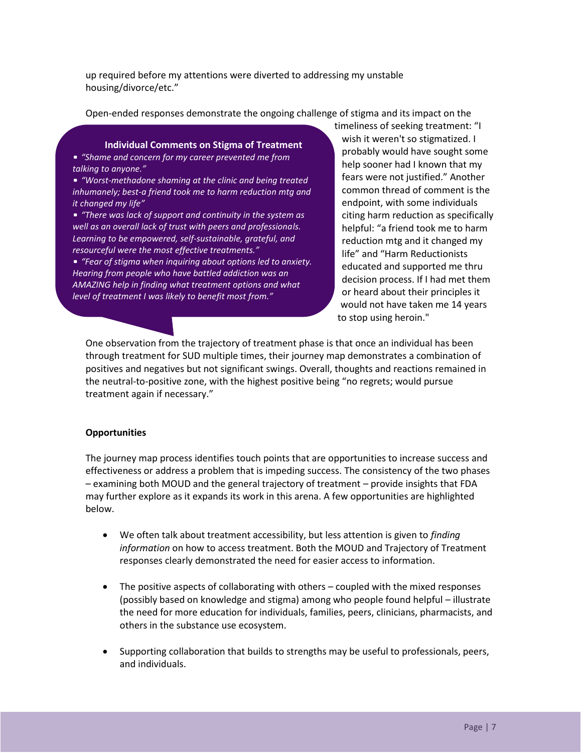up required before my attentions were diverted to addressing my unstable housing/divorce/etc."

Open-ended responses demonstrate the ongoing challenge of stigma and its impact on the timeliness of seeking treatment: "I wish it weren't so stigmatized. I probably would have sought some help sooner had I known that my fears were not justified." Another common thread of comment is the endpoint, with some individuals citing harm reduction as specifically helpful: "a friend took me to harm reduction mtg and it changed my life" and "Harm Reductionists educated and supported me thru decision process. If I had met them or heard about their principles it would not have taken me 14 years to stop using heroin."

> **Individual Comments on Stigma of Treatment**
>
> - *"Shame and concern for my career prevented me from talking to anyone."*
> - *"Worst-methadone shaming at the clinic and being treated inhumanely; best-a friend took me to harm reduction mtg and it changed my life"*
> - *"There was lack of support and continuity in the system as well as an overall lack of trust with peers and professionals. Learning to be empowered, self-sustainable, grateful, and resourceful were the most effective treatments."*
> - *"Fear of stigma when inquiring about options led to anxiety. Hearing from people who have battled addiction was an AMAZING help in finding what treatment options and what level of treatment I was likely to benefit most from."*

One observation from the trajectory of treatment phase is that once an individual has been through treatment for SUD multiple times, their journey map demonstrates a combination of positives and negatives but not significant swings. Overall, thoughts and reactions remained in the neutral-to-positive zone, with the highest positive being "no regrets; would pursue treatment again if necessary."

**Opportunities**

The journey map process identifies touch points that are opportunities to increase success and effectiveness or address a problem that is impeding success. The consistency of the two phases – examining both MOUD and the general trajectory of treatment – provide insights that FDA may further explore as it expands its work in this arena. A few opportunities are highlighted below.

- We often talk about treatment accessibility, but less attention is given to *finding information* on how to access treatment. Both the MOUD and Trajectory of Treatment responses clearly demonstrated the need for easier access to information.
- The positive aspects of collaborating with others – coupled with the mixed responses (possibly based on knowledge and stigma) among who people found helpful – illustrate the need for more education for individuals, families, peers, clinicians, pharmacists, and others in the substance use ecosystem.
- Supporting collaboration that builds to strengths may be useful to professionals, peers, and individuals.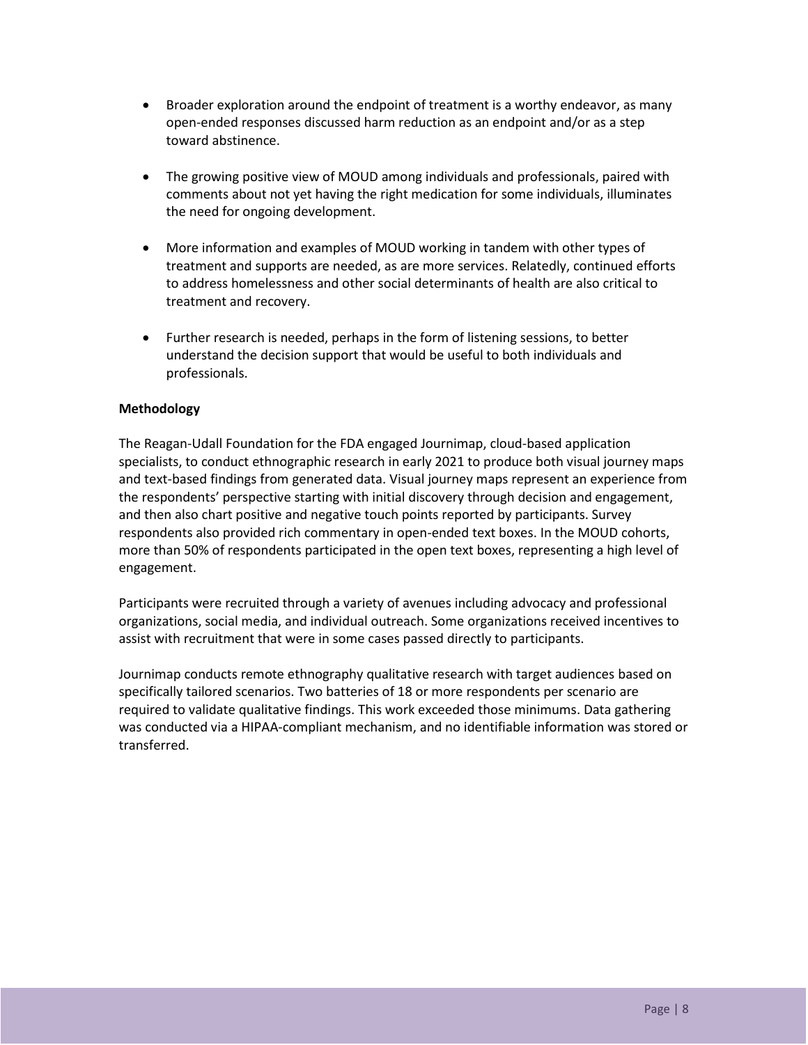- Broader exploration around the endpoint of treatment is a worthy endeavor, as many open-ended responses discussed harm reduction as an endpoint and/or as a step toward abstinence.

- The growing positive view of MOUD among individuals and professionals, paired with comments about not yet having the right medication for some individuals, illuminates the need for ongoing development.

- More information and examples of MOUD working in tandem with other types of treatment and supports are needed, as are more services. Relatedly, continued efforts to address homelessness and other social determinants of health are also critical to treatment and recovery.

- Further research is needed, perhaps in the form of listening sessions, to better understand the decision support that would be useful to both individuals and professionals.

**Methodology**

The Reagan-Udall Foundation for the FDA engaged Journimap, cloud-based application specialists, to conduct ethnographic research in early 2021 to produce both visual journey maps and text-based findings from generated data. Visual journey maps represent an experience from the respondents' perspective starting with initial discovery through decision and engagement, and then also chart positive and negative touch points reported by participants. Survey respondents also provided rich commentary in open-ended text boxes. In the MOUD cohorts, more than 50% of respondents participated in the open text boxes, representing a high level of engagement.

Participants were recruited through a variety of avenues including advocacy and professional organizations, social media, and individual outreach. Some organizations received incentives to assist with recruitment that were in some cases passed directly to participants.

Journimap conducts remote ethnography qualitative research with target audiences based on specifically tailored scenarios. Two batteries of 18 or more respondents per scenario are required to validate qualitative findings. This work exceeded those minimums. Data gathering was conducted via a HIPAA-compliant mechanism, and no identifiable information was stored or transferred.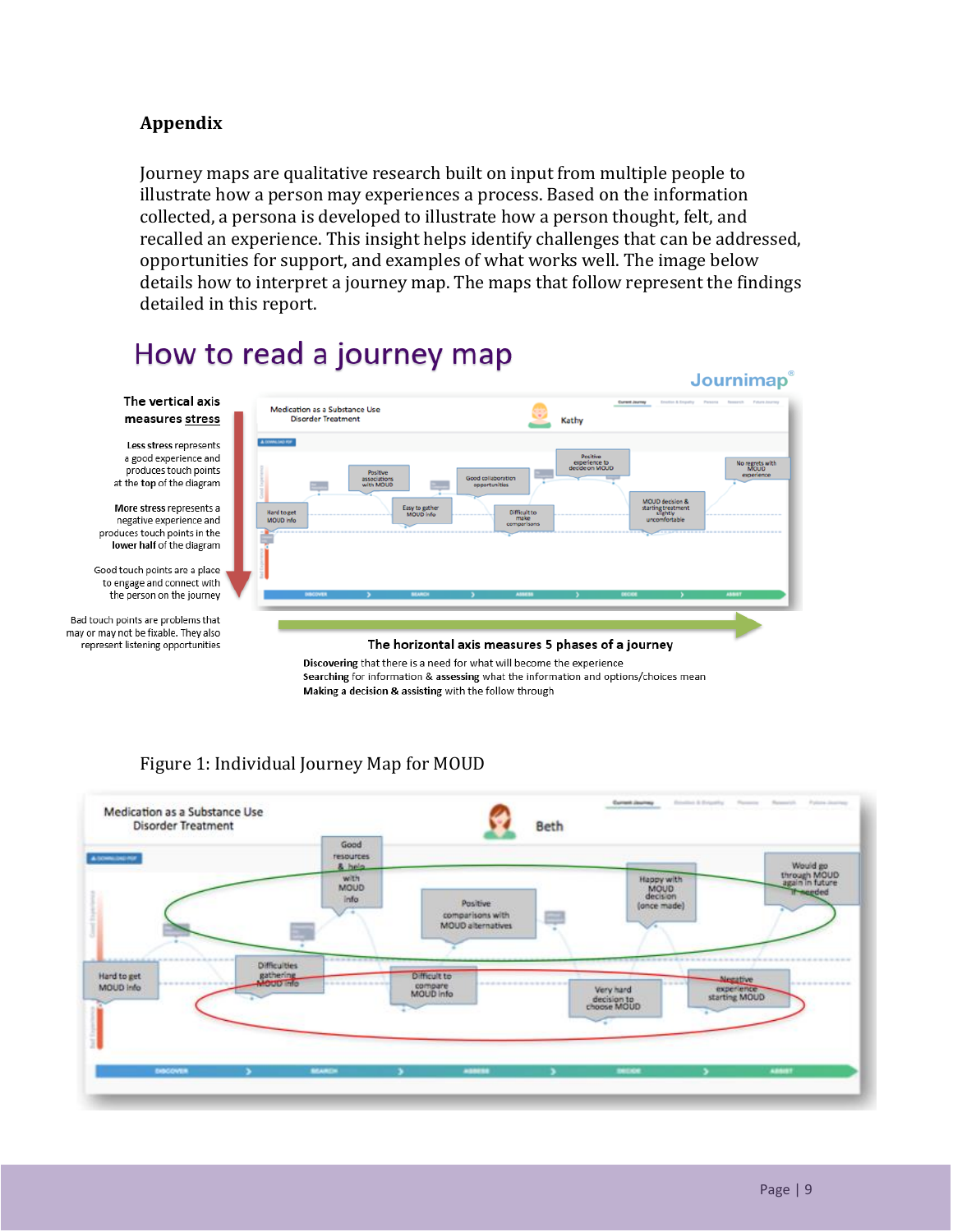**Appendix**

Journey maps are qualitative research built on input from multiple people to illustrate how a person may experiences a process. Based on the information collected, a persona is developed to illustrate how a person thought, felt, and recalled an experience. This insight helps identify challenges that can be addressed, opportunities for support, and examples of what works well. The image below details how to interpret a journey map. The maps that follow represent the findings detailed in this report.

## How to read a journey map

**The vertical axis measures stress**

**Less stress** represents a good experience and produces touch points at the **top** of the diagram

**More stress** represents a negative experience and produces touch points in the **lower half** of the diagram

Good touch points are a place to engage and connect with the person on the journey

Bad touch points are problems that may or may not be fixable. They also represent listening opportunities

**The horizontal axis measures 5 phases of a journey**

**Discovering** that there is a need for what will become the experience
**Searching** for information & **assessing** what the information and options/choices mean
**Making** a decision & **assisting** with the follow through

Figure 1: Individual Journey Map for MOUD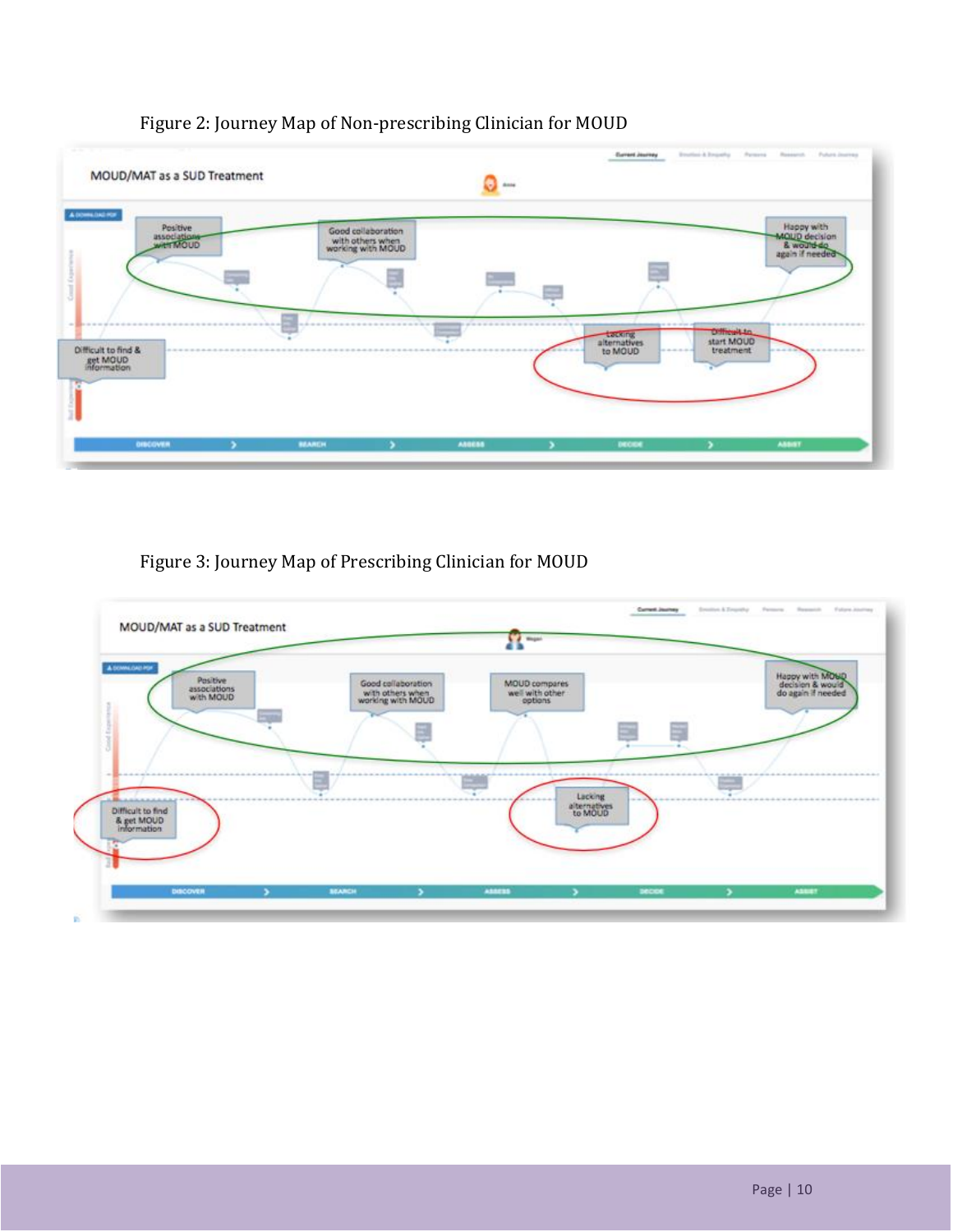Figure 2: Journey Map of Non-prescribing Clinician for MOUD

Figure 3: Journey Map of Prescribing Clinician for MOUD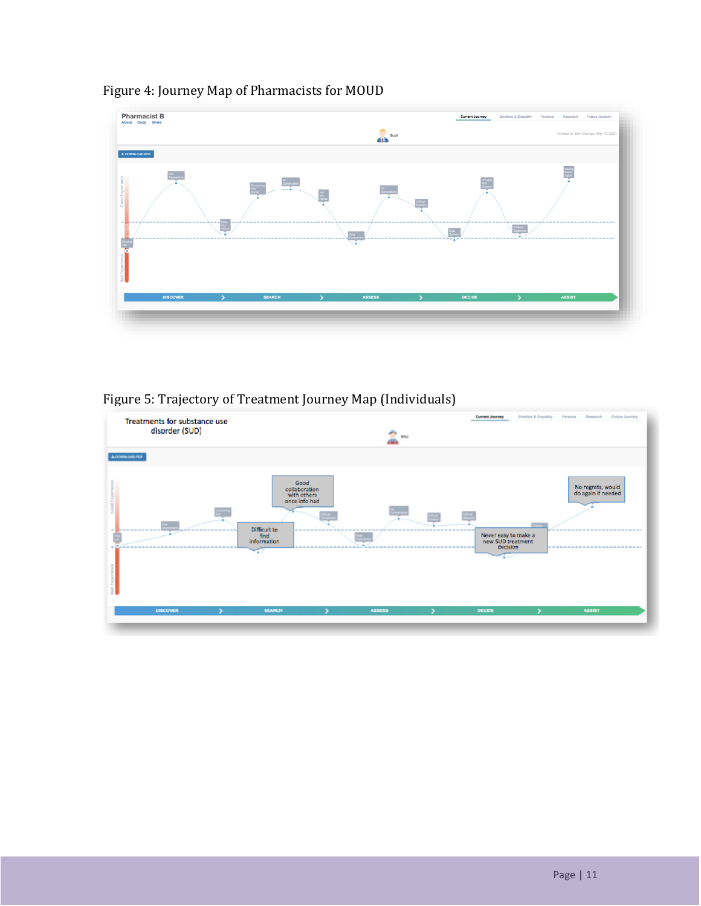Figure 4: Journey Map of Pharmacists for MOUD

Pharmacist B

About Copy Share

Current Journey Emotion & Empathy Persona Research Future Journey

Scott

DOWNLOAD PDF

Good Experience

Bad Experience

DISCOVER SEARCH ASSESS DECIDE ASSIST

Figure 5: Trajectory of Treatment Journey Map (Individuals)

Treatments for substance use disorder (SUD)

Current Journey Emotion & Empathy Persona Research Future Journey

DOWNLOAD PDF

Good collaboration with others once info had

Difficult to find information

No regrets, would do again if needed

Never easy to make a new SUD treatment decision

Good Experience

Bad Experience

DISCOVER SEARCH ASSESS DECIDE ASSIST